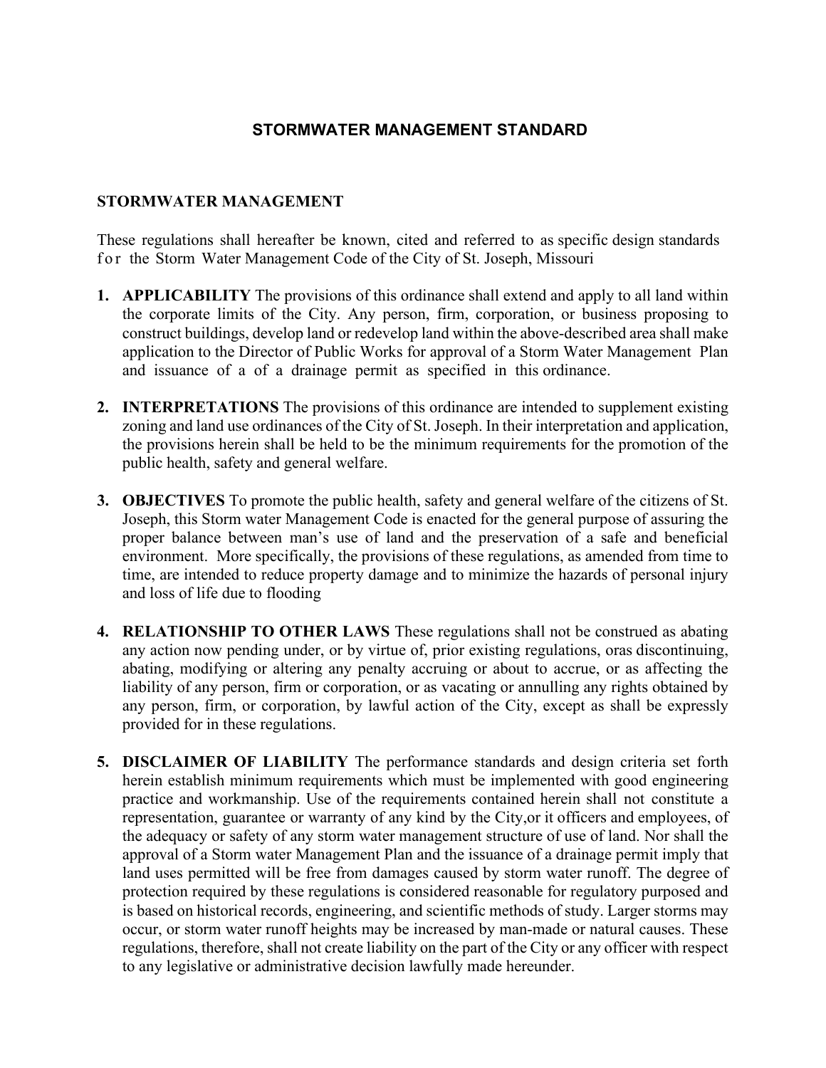# STORMWATER MANAGEMENT STANDARD

## STORMWATER MANAGEMENT

These regulations shall hereafter be known, cited and referred to as specific design standards for the Storm Water Management Code of the City of St. Joseph, Missouri

1. **APPLICABILITY** The provisions of this ordinance shall extend and apply to all land within the corporate limits of the City. Any person, firm, corporation, or business proposing to construct buildings, develop land or redevelop land within the above-described area shall make application to the Director of Public Works for approval of a Storm Water Management Plan and issuance of a of a drainage permit as specified in this ordinance.

2. **INTERPRETATIONS** The provisions of this ordinance are intended to supplement existing zoning and land use ordinances of the City of St. Joseph. In their interpretation and application, the provisions herein shall be held to be the minimum requirements for the promotion of the public health, safety and general welfare.

3. **OBJECTIVES** To promote the public health, safety and general welfare of the citizens of St. Joseph, this Storm water Management Code is enacted for the general purpose of assuring the proper balance between man's use of land and the preservation of a safe and beneficial environment. More specifically, the provisions of these regulations, as amended from time to time, are intended to reduce property damage and to minimize the hazards of personal injury and loss of life due to flooding

4. **RELATIONSHIP TO OTHER LAWS** These regulations shall not be construed as abating any action now pending under, or by virtue of, prior existing regulations, oras discontinuing, abating, modifying or altering any penalty accruing or about to accrue, or as affecting the liability of any person, firm or corporation, or as vacating or annulling any rights obtained by any person, firm, or corporation, by lawful action of the City, except as shall be expressly provided for in these regulations.

5. **DISCLAIMER OF LIABILITY** The performance standards and design criteria set forth herein establish minimum requirements which must be implemented with good engineering practice and workmanship. Use of the requirements contained herein shall not constitute a representation, guarantee or warranty of any kind by the City,or it officers and employees, of the adequacy or safety of any storm water management structure of use of land. Nor shall the approval of a Storm water Management Plan and the issuance of a drainage permit imply that land uses permitted will be free from damages caused by storm water runoff. The degree of protection required by these regulations is considered reasonable for regulatory purposed and is based on historical records, engineering, and scientific methods of study. Larger storms may occur, or storm water runoff heights may be increased by man-made or natural causes. These regulations, therefore, shall not create liability on the part of the City or any officer with respect to any legislative or administrative decision lawfully made hereunder.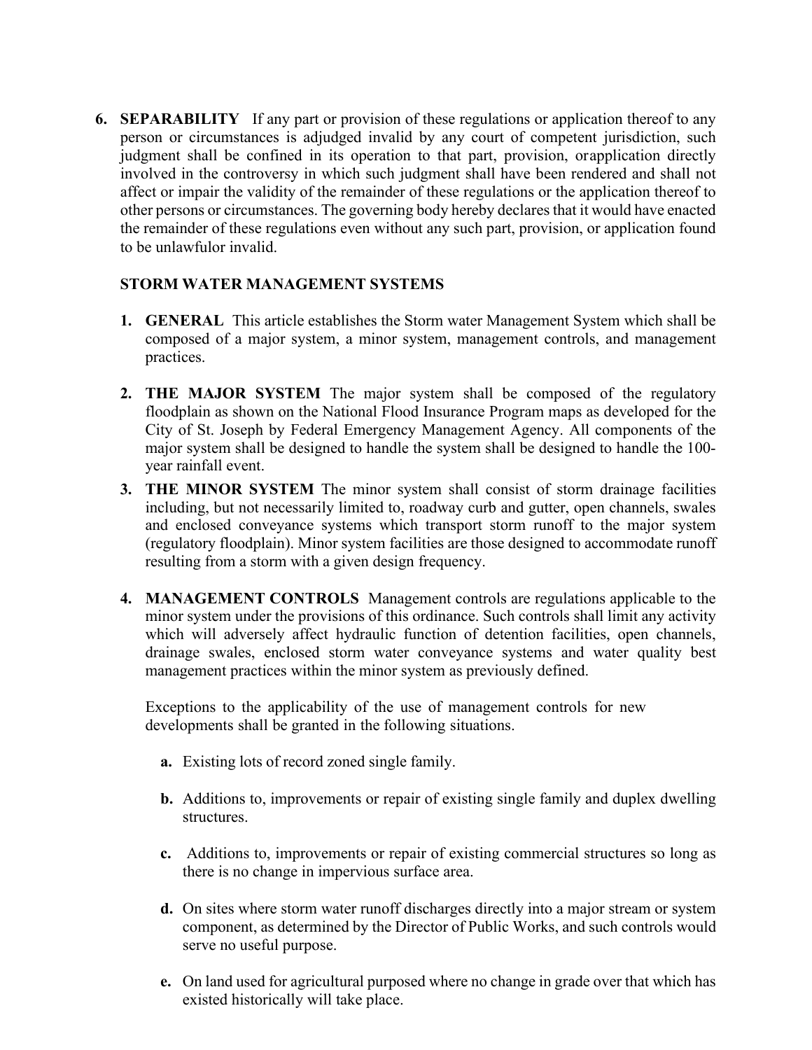6. **SEPARABILITY** If any part or provision of these regulations or application thereof to any person or circumstances is adjudged invalid by any court of competent jurisdiction, such judgment shall be confined in its operation to that part, provision, orapplication directly involved in the controversy in which such judgment shall have been rendered and shall not affect or impair the validity of the remainder of these regulations or the application thereof to other persons or circumstances. The governing body hereby declares that it would have enacted the remainder of these regulations even without any such part, provision, or application found to be unlawfulor invalid.

**STORM WATER MANAGEMENT SYSTEMS**

1. **GENERAL** This article establishes the Storm water Management System which shall be composed of a major system, a minor system, management controls, and management practices.

2. **THE MAJOR SYSTEM** The major system shall be composed of the regulatory floodplain as shown on the National Flood Insurance Program maps as developed for the City of St. Joseph by Federal Emergency Management Agency. All components of the major system shall be designed to handle the system shall be designed to handle the 100-year rainfall event.

3. **THE MINOR SYSTEM** The minor system shall consist of storm drainage facilities including, but not necessarily limited to, roadway curb and gutter, open channels, swales and enclosed conveyance systems which transport storm runoff to the major system (regulatory floodplain). Minor system facilities are those designed to accommodate runoff resulting from a storm with a given design frequency.

4. **MANAGEMENT CONTROLS** Management controls are regulations applicable to the minor system under the provisions of this ordinance. Such controls shall limit any activity which will adversely affect hydraulic function of detention facilities, open channels, drainage swales, enclosed storm water conveyance systems and water quality best management practices within the minor system as previously defined.

   Exceptions to the applicability of the use of management controls for new developments shall be granted in the following situations.

   a. Existing lots of record zoned single family.

   b. Additions to, improvements or repair of existing single family and duplex dwelling structures.

   c. Additions to, improvements or repair of existing commercial structures so long as there is no change in impervious surface area.

   d. On sites where storm water runoff discharges directly into a major stream or system component, as determined by the Director of Public Works, and such controls would serve no useful purpose.

   e. On land used for agricultural purposed where no change in grade over that which has existed historically will take place.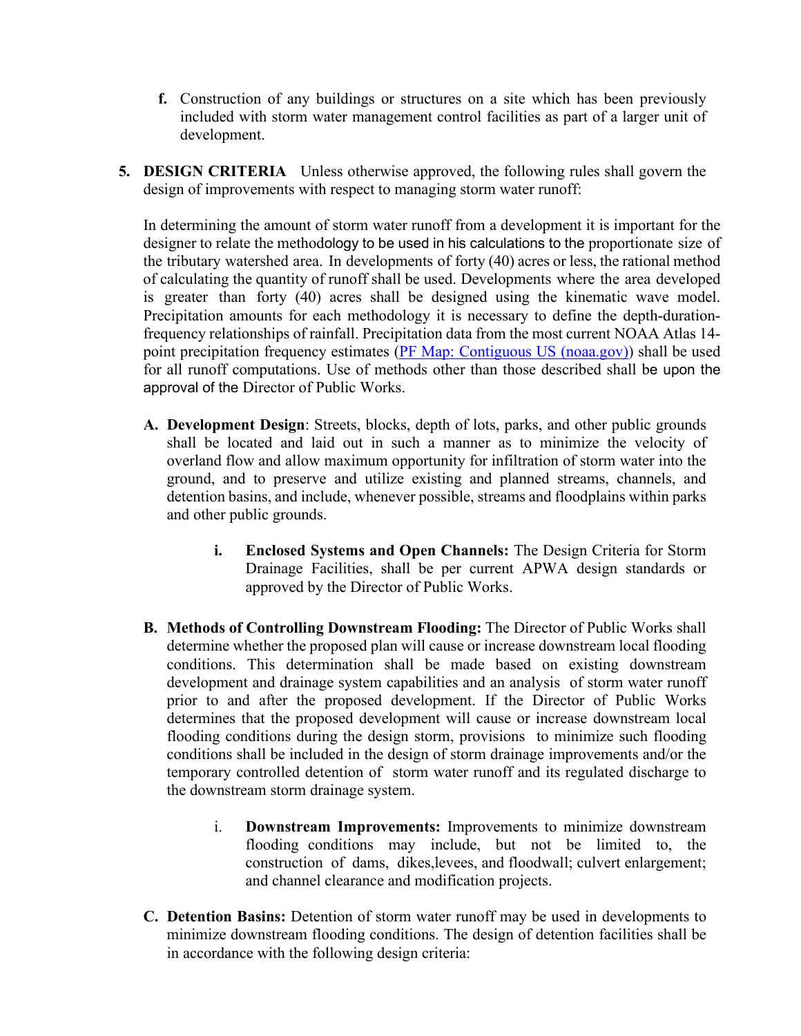**f.** Construction of any buildings or structures on a site which has been previously included with storm water management control facilities as part of a larger unit of development.

**5. DESIGN CRITERIA** Unless otherwise approved, the following rules shall govern the design of improvements with respect to managing storm water runoff:

In determining the amount of storm water runoff from a development it is important for the designer to relate the methodology to be used in his calculations to the proportionate size of the tributary watershed area. In developments of forty (40) acres or less, the rational method of calculating the quantity of runoff shall be used. Developments where the area developed is greater than forty (40) acres shall be designed using the kinematic wave model. Precipitation amounts for each methodology it is necessary to define the depth-duration-frequency relationships of rainfall. Precipitation data from the most current NOAA Atlas 14-point precipitation frequency estimates ([PF Map: Contiguous US (noaa.gov)]) shall be used for all runoff computations. Use of methods other than those described shall be upon the approval of the Director of Public Works.

**A. Development Design**: Streets, blocks, depth of lots, parks, and other public grounds shall be located and laid out in such a manner as to minimize the velocity of overland flow and allow maximum opportunity for infiltration of storm water into the ground, and to preserve and utilize existing and planned streams, channels, and detention basins, and include, whenever possible, streams and floodplains within parks and other public grounds.

**i. Enclosed Systems and Open Channels:** The Design Criteria for Storm Drainage Facilities, shall be per current APWA design standards or approved by the Director of Public Works.

**B. Methods of Controlling Downstream Flooding:** The Director of Public Works shall determine whether the proposed plan will cause or increase downstream local flooding conditions. This determination shall be made based on existing downstream development and drainage system capabilities and an analysis of storm water runoff prior to and after the proposed development. If the Director of Public Works determines that the proposed development will cause or increase downstream local flooding conditions during the design storm, provisions to minimize such flooding conditions shall be included in the design of storm drainage improvements and/or the temporary controlled detention of storm water runoff and its regulated discharge to the downstream storm drainage system.

i. **Downstream Improvements:** Improvements to minimize downstream flooding conditions may include, but not be limited to, the construction of dams, dikes,levees, and floodwall; culvert enlargement; and channel clearance and modification projects.

**C. Detention Basins:** Detention of storm water runoff may be used in developments to minimize downstream flooding conditions. The design of detention facilities shall be in accordance with the following design criteria: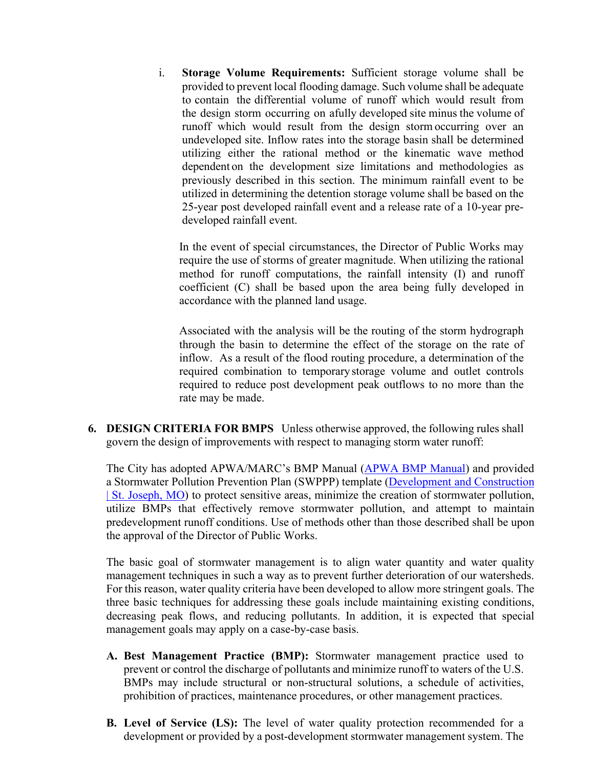i. **Storage Volume Requirements:** Sufficient storage volume shall be provided to prevent local flooding damage. Such volume shall be adequate to contain the differential volume of runoff which would result from the design storm occurring on afully developed site minus the volume of runoff which would result from the design storm occurring over an undeveloped site. Inflow rates into the storage basin shall be determined utilizing either the rational method or the kinematic wave method dependent on the development size limitations and methodologies as previously described in this section. The minimum rainfall event to be utilized in determining the detention storage volume shall be based on the 25-year post developed rainfall event and a release rate of a 10-year pre-developed rainfall event.

   In the event of special circumstances, the Director of Public Works may require the use of storms of greater magnitude. When utilizing the rational method for runoff computations, the rainfall intensity (I) and runoff coefficient (C) shall be based upon the area being fully developed in accordance with the planned land usage.

   Associated with the analysis will be the routing of the storm hydrograph through the basin to determine the effect of the storage on the rate of inflow. As a result of the flood routing procedure, a determination of the required combination to temporary storage volume and outlet controls required to reduce post development peak outflows to no more than the rate may be made.

**6. DESIGN CRITERIA FOR BMPS** Unless otherwise approved, the following rules shall govern the design of improvements with respect to managing storm water runoff:

The City has adopted APWA/MARC's BMP Manual (APWA BMP Manual) and provided a Stormwater Pollution Prevention Plan (SWPPP) template (Development and Construction | St. Joseph, MO) to protect sensitive areas, minimize the creation of stormwater pollution, utilize BMPs that effectively remove stormwater pollution, and attempt to maintain predevelopment runoff conditions. Use of methods other than those described shall be upon the approval of the Director of Public Works.

The basic goal of stormwater management is to align water quantity and water quality management techniques in such a way as to prevent further deterioration of our watersheds. For this reason, water quality criteria have been developed to allow more stringent goals. The three basic techniques for addressing these goals include maintaining existing conditions, decreasing peak flows, and reducing pollutants. In addition, it is expected that special management goals may apply on a case-by-case basis.

**A. Best Management Practice (BMP):** Stormwater management practice used to prevent or control the discharge of pollutants and minimize runoff to waters of the U.S. BMPs may include structural or non-structural solutions, a schedule of activities, prohibition of practices, maintenance procedures, or other management practices.

**B. Level of Service (LS):** The level of water quality protection recommended for a development or provided by a post-development stormwater management system. The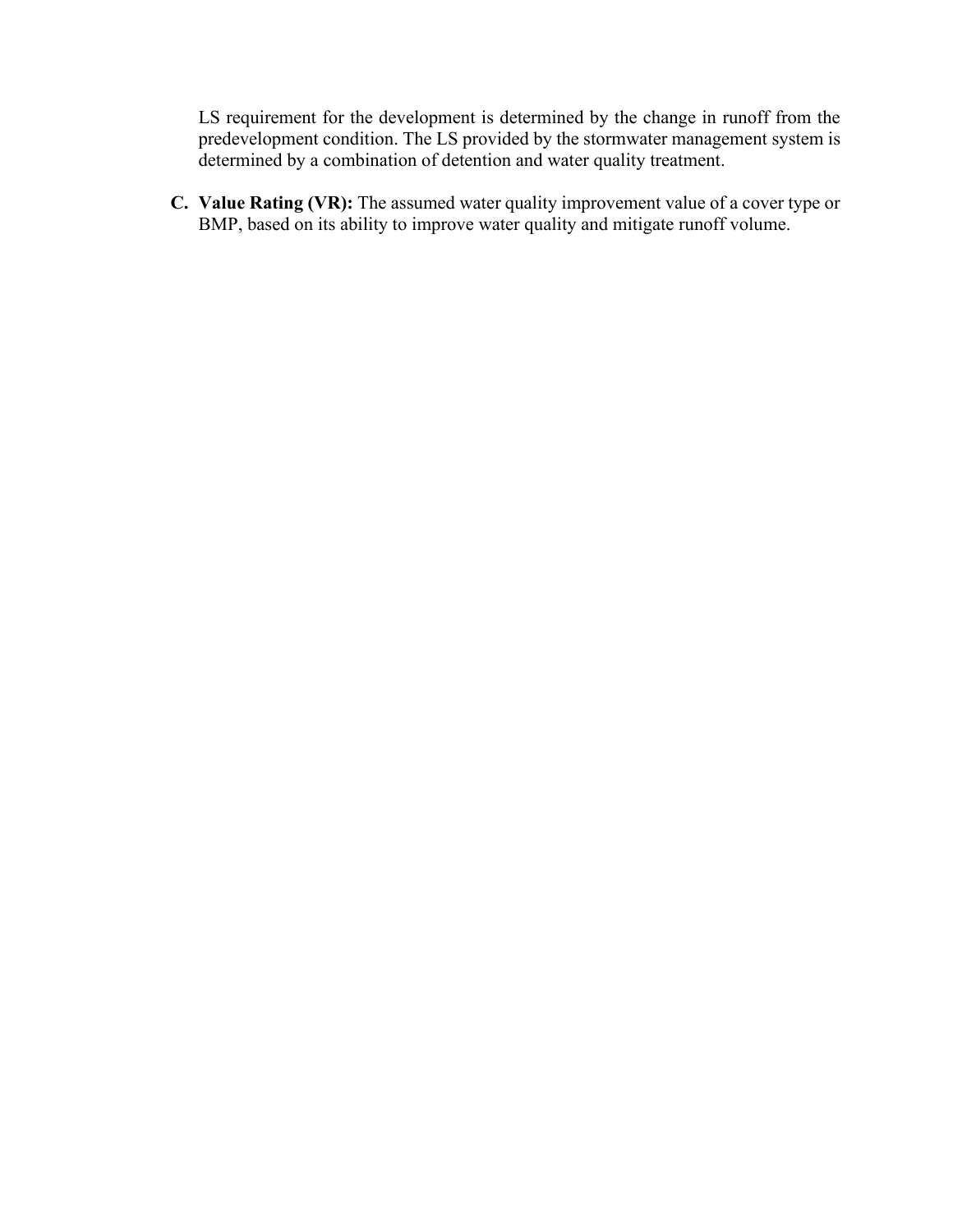LS requirement for the development is determined by the change in runoff from the predevelopment condition. The LS provided by the stormwater management system is determined by a combination of detention and water quality treatment.

C. **Value Rating (VR):** The assumed water quality improvement value of a cover type or BMP, based on its ability to improve water quality and mitigate runoff volume.